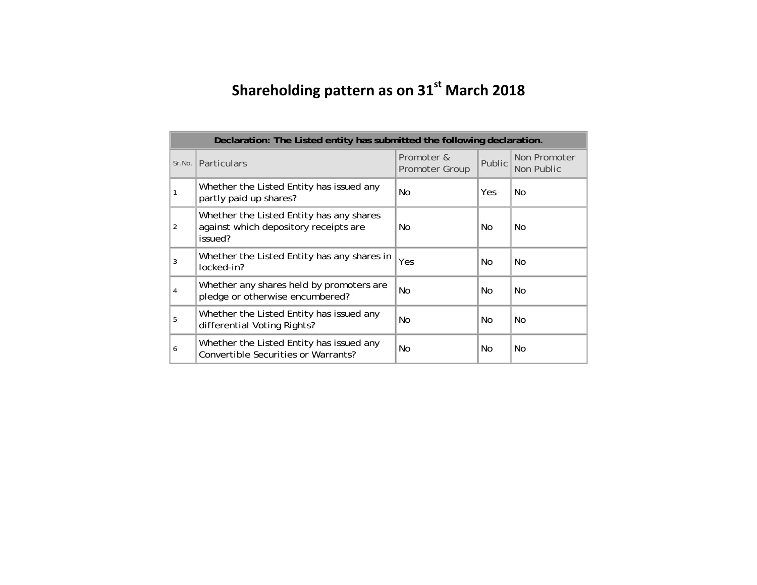# Shareholding pattern as on 31st March 2018

| Declaration: The Listed entity has submitted the following declaration. | | | | |
|---|---|---|---|---|
| Sr. No. | Particulars | Promoter & Promoter Group | Public | Non Promoter Non Public |
| 1 | Whether the Listed Entity has issued any partly paid up shares? | No | Yes | No |
| 2 | Whether the Listed Entity has any shares against which depository receipts are issued? | No | No | No |
| 3 | Whether the Listed Entity has any shares in locked-in? | Yes | No | No |
| 4 | Whether any shares held by promoters are pledge or otherwise encumbered? | No | No | No |
| 5 | Whether the Listed Entity has issued any differential Voting Rights? | No | No | No |
| 6 | Whether the Listed Entity has issued any Convertible Securities or Warrants? | No | No | No |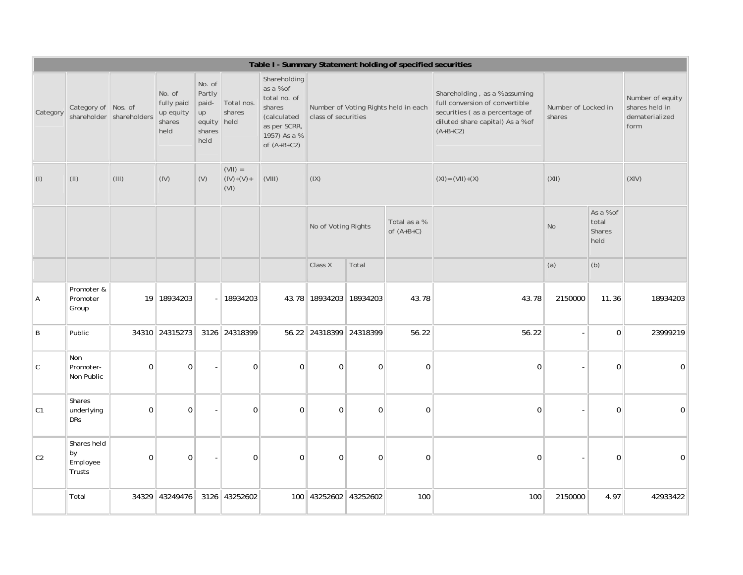| Table I - Summary Statement holding of specified securities | | | | | | | | | | | | | |
|---|---|---|---|---|---|---|---|---|---|---|---|---|---|
| Category | Category of shareholder | Nos. of shareholders | No. of fully paid up equity shares held | No. of Partly paid-up equity shares held | Total nos. shares held | Shareholding as a %of total no. of shares (calculated as per SCRR, 1957) As a % of (A+B+C2) | Number of Voting Rights held in each class of securities | | | Shareholding , as a %assuming full conversion of convertible securities ( as a percentage of diluted share capital) As a %of (A+B+C2) | Number of Locked in shares | | Number of equity shares held in dematerialized form |
| (I) | (II) | (III) | (IV) | (V) | (VII) = (IV)+(V)+ (VI) | (VIII) | (IX) | | | (XI)=(VII)+(X) | (XII) | | (XIV) |
| | | | | | | | No of Voting Rights | | Total as a % of (A+B+C) | | No | As a %of total Shares held | |
| | | | | | | | Class X | Total | | | (a) | (b) | |
| A | Promoter & Promoter Group | 19 | 18934203 | - | 18934203 | 43.78 | 18934203 | 18934203 | 43.78 | 43.78 | 2150000 | 11.36 | 18934203 |
| B | Public | 34310 | 24315273 | 3126 | 24318399 | 56.22 | 24318399 | 24318399 | 56.22 | 56.22 | - | 0 | 23999219 |
| C | Non Promoter-Non Public | 0 | 0 | - | 0 | 0 | 0 | 0 | 0 | 0 | - | 0 | 0 |
| C1 | Shares underlying DRs | 0 | 0 | - | 0 | 0 | 0 | 0 | 0 | 0 | - | 0 | 0 |
| C2 | Shares held by Employee Trusts | 0 | 0 | - | 0 | 0 | 0 | 0 | 0 | 0 | - | 0 | 0 |
| | Total | 34329 | 43249476 | 3126 | 43252602 | 100 | 43252602 | 43252602 | 100 | 100 | 2150000 | 4.97 | 42933422 |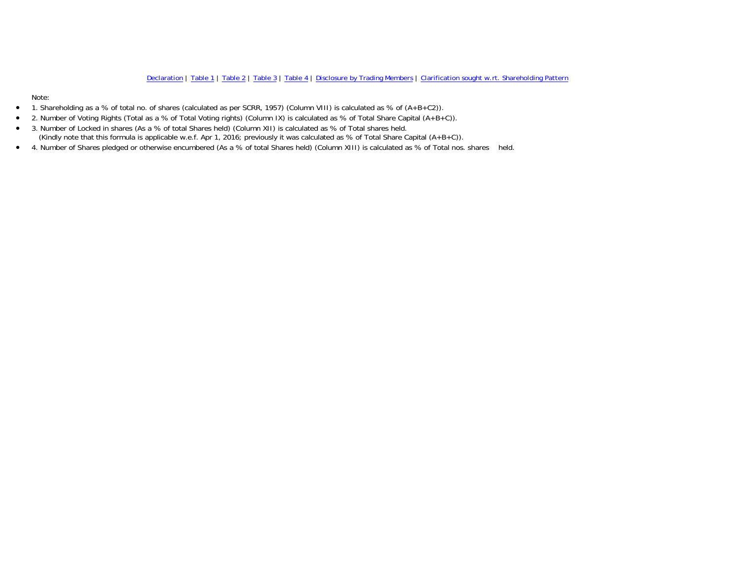Declaration | Table 1 | Table 2 | Table 3 | Table 4 | Disclosure by Trading Members | Clarification sought w.rt. Shareholding Pattern

Note:

- 1. Shareholding as a % of total no. of shares (calculated as per SCRR, 1957) (Column VIII) is calculated as % of (A+B+C2)).
- 2. Number of Voting Rights (Total as a % of Total Voting rights) (Column IX) is calculated as % of Total Share Capital (A+B+C)).
- 3. Number of Locked in shares (As a % of total Shares held) (Column XII) is calculated as % of Total shares held.
  (Kindly note that this formula is applicable w.e.f. Apr 1, 2016; previously it was calculated as % of Total Share Capital (A+B+C)).
- 4. Number of Shares pledged or otherwise encumbered (As a % of total Shares held) (Column XIII) is calculated as % of Total nos. shares held.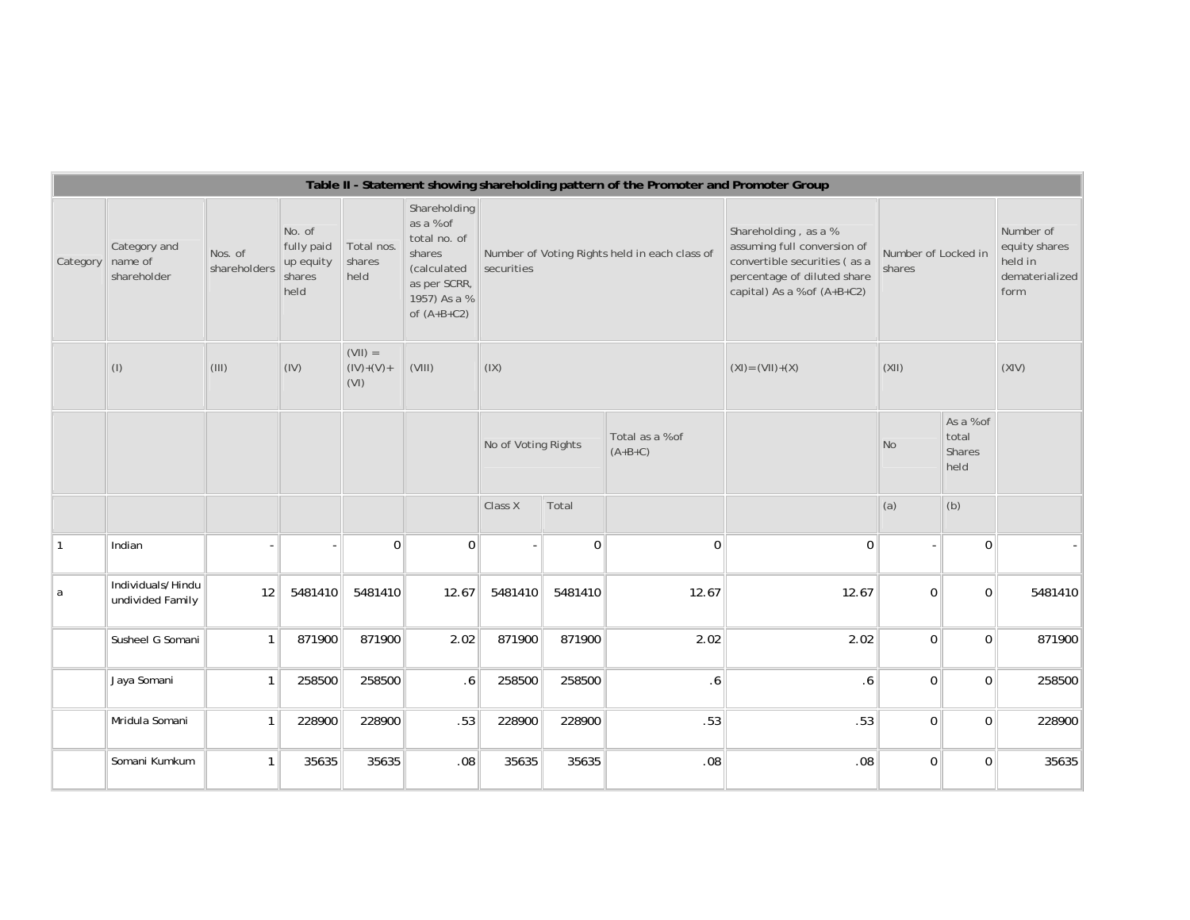| Table II - Statement showing shareholding pattern of the Promoter and Promoter Group | | | | | | | | | | | | | |
|---|---|---|---|---|---|---|---|---|---|---|---|---|---|
| Category | Category and name of shareholder | Nos. of shareholders | No. of fully paid up equity shares held | Total nos. shares held | Shareholding as a %of total no. of shares (calculated as per SCRR, 1957) As a % of (A+B+C2) | Number of Voting Rights held in each class of securities | | | Shareholding , as a % assuming full conversion of convertible securities ( as a percentage of diluted share capital) As a %of (A+B+C2) | Number of Locked in shares | | Number of equity shares held in dematerialized form |
| | (I) | (III) | (IV) | (VII) = (IV)+(V)+ (VI) | (VIII) | (IX) | | | (XI)=(VII)+(X) | (XII) | | (XIV) |
| | | | | | | No of Voting Rights | | Total as a %of (A+B+C) | | No | As a %of total Shares held | |
| | | | | | | Class X | Total | | | (a) | (b) | |
| 1 | Indian | - | - | 0 | 0 | - | 0 | 0 | 0 | - | 0 | - |
| a | Individuals/Hindu undivided Family | 12 | 5481410 | 5481410 | 12.67 | 5481410 | 5481410 | 12.67 | 12.67 | 0 | 0 | 5481410 |
| | Susheel G Somani | 1 | 871900 | 871900 | 2.02 | 871900 | 871900 | 2.02 | 2.02 | 0 | 0 | 871900 |
| | Jaya Somani | 1 | 258500 | 258500 | .6 | 258500 | 258500 | .6 | .6 | 0 | 0 | 258500 |
| | Mridula Somani | 1 | 228900 | 228900 | .53 | 228900 | 228900 | .53 | .53 | 0 | 0 | 228900 |
| | Somani Kumkum | 1 | 35635 | 35635 | .08 | 35635 | 35635 | .08 | .08 | 0 | 0 | 35635 |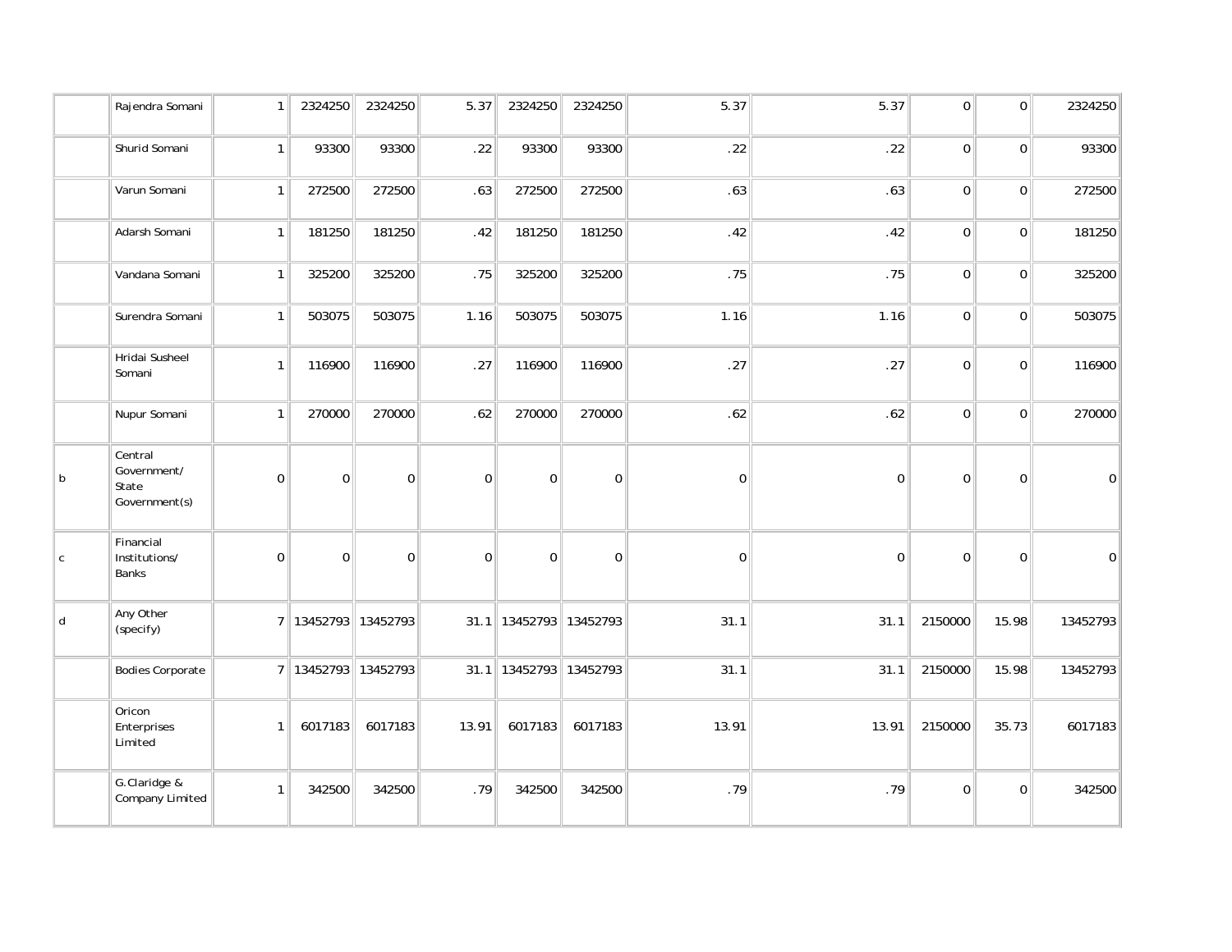|  |  |  |  |  |  |  |  |  |  |  |  |  |
|---|---|---|---|---|---|---|---|---|---|---|---|---|
|  | Rajendra Somani | 1 | 2324250 | 2324250 | 5.37 | 2324250 | 2324250 | 5.37 | 5.37 | 0 | 0 | 2324250 |
|  | Shurid Somani | 1 | 93300 | 93300 | .22 | 93300 | 93300 | .22 | .22 | 0 | 0 | 93300 |
|  | Varun Somani | 1 | 272500 | 272500 | .63 | 272500 | 272500 | .63 | .63 | 0 | 0 | 272500 |
|  | Adarsh Somani | 1 | 181250 | 181250 | .42 | 181250 | 181250 | .42 | .42 | 0 | 0 | 181250 |
|  | Vandana Somani | 1 | 325200 | 325200 | .75 | 325200 | 325200 | .75 | .75 | 0 | 0 | 325200 |
|  | Surendra Somani | 1 | 503075 | 503075 | 1.16 | 503075 | 503075 | 1.16 | 1.16 | 0 | 0 | 503075 |
|  | Hridai Susheel Somani | 1 | 116900 | 116900 | .27 | 116900 | 116900 | .27 | .27 | 0 | 0 | 116900 |
|  | Nupur Somani | 1 | 270000 | 270000 | .62 | 270000 | 270000 | .62 | .62 | 0 | 0 | 270000 |
| b | Central Government/ State Government(s) | 0 | 0 | 0 | 0 | 0 | 0 | 0 | 0 | 0 | 0 | 0 |
| c | Financial Institutions/ Banks | 0 | 0 | 0 | 0 | 0 | 0 | 0 | 0 | 0 | 0 | 0 |
| d | Any Other (specify) | 7 | 13452793 | 13452793 | 31.1 | 13452793 | 13452793 | 31.1 | 31.1 | 2150000 | 15.98 | 13452793 |
|  | Bodies Corporate | 7 | 13452793 | 13452793 | 31.1 | 13452793 | 13452793 | 31.1 | 31.1 | 2150000 | 15.98 | 13452793 |
|  | Oricon Enterprises Limited | 1 | 6017183 | 6017183 | 13.91 | 6017183 | 6017183 | 13.91 | 13.91 | 2150000 | 35.73 | 6017183 |
|  | G.Claridge & Company Limited | 1 | 342500 | 342500 | .79 | 342500 | 342500 | .79 | .79 | 0 | 0 | 342500 |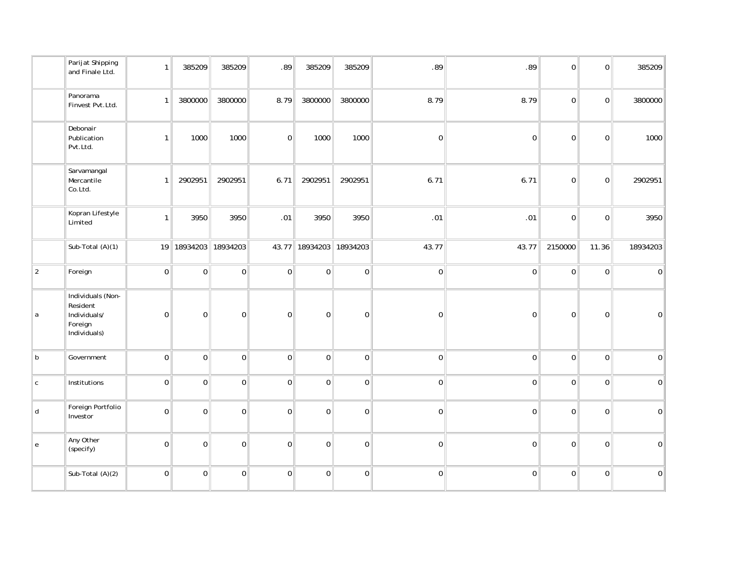|  |  |  |  |  |  |  |  |  |  |  |  |  |
|---|---|---|---|---|---|---|---|---|---|---|---|---|
|  | Parijat Shipping and Finale Ltd. | 1 | 385209 | 385209 | .89 | 385209 | 385209 | .89 | .89 | 0 | 0 | 385209 |
|  | Panorama Finvest Pvt.Ltd. | 1 | 3800000 | 3800000 | 8.79 | 3800000 | 3800000 | 8.79 | 8.79 | 0 | 0 | 3800000 |
|  | Debonair Publication Pvt.Ltd. | 1 | 1000 | 1000 | 0 | 1000 | 1000 | 0 | 0 | 0 | 0 | 1000 |
|  | Sarvamangal Mercantile Co.Ltd. | 1 | 2902951 | 2902951 | 6.71 | 2902951 | 2902951 | 6.71 | 6.71 | 0 | 0 | 2902951 |
|  | Kopran Lifestyle Limited | 1 | 3950 | 3950 | .01 | 3950 | 3950 | .01 | .01 | 0 | 0 | 3950 |
|  | Sub-Total (A)(1) | 19 | 18934203 | 18934203 | 43.77 | 18934203 | 18934203 | 43.77 | 43.77 | 2150000 | 11.36 | 18934203 |
| 2 | Foreign | 0 | 0 | 0 | 0 | 0 | 0 | 0 | 0 | 0 | 0 | 0 |
| a | Individuals (Non-Resident Individuals/ Foreign Individuals) | 0 | 0 | 0 | 0 | 0 | 0 | 0 | 0 | 0 | 0 | 0 |
| b | Government | 0 | 0 | 0 | 0 | 0 | 0 | 0 | 0 | 0 | 0 | 0 |
| c | Institutions | 0 | 0 | 0 | 0 | 0 | 0 | 0 | 0 | 0 | 0 | 0 |
| d | Foreign Portfolio Investor | 0 | 0 | 0 | 0 | 0 | 0 | 0 | 0 | 0 | 0 | 0 |
| e | Any Other (specify) | 0 | 0 | 0 | 0 | 0 | 0 | 0 | 0 | 0 | 0 | 0 |
|  | Sub-Total (A)(2) | 0 | 0 | 0 | 0 | 0 | 0 | 0 | 0 | 0 | 0 | 0 |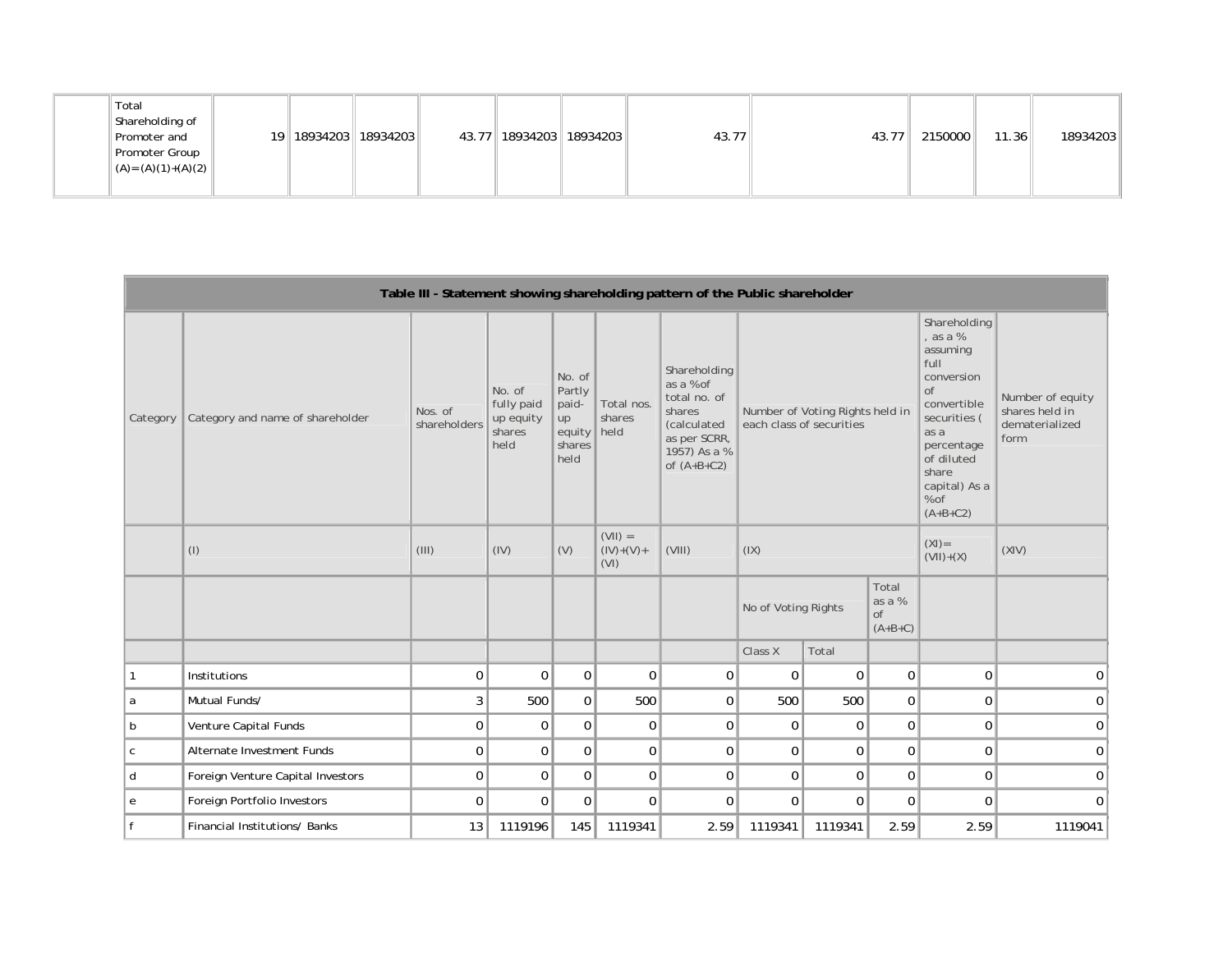| | Total Shareholding of Promoter and Promoter Group (A)=(A)(1)+(A)(2) | 19 | 18934203 | 18934203 | 43.77 | 18934203 | 18934203 | 43.77 | 43.77 | 2150000 | 11.36 | 18934203 |
|---|---|---|---|---|---|---|---|---|---|---|---|---|

| Table III - Statement showing shareholding pattern of the Public shareholder | | | | | | | | | | | |
|---|---|---|---|---|---|---|---|---|---|---|---|
| Category | Category and name of shareholder | Nos. of shareholders | No. of fully paid up equity shares held | No. of Partly paid-up equity shares held | Total nos. shares held | Shareholding as a %of total no. of shares (calculated as per SCRR, 1957) As a % of (A+B+C2) | Number of Voting Rights held in each class of securities | | | Shareholding , as a % assuming full conversion of convertible securities ( as a percentage of diluted share capital) As a %of (A+B+C2) | Number of equity shares held in dematerialized form |
| | (I) | (III) | (IV) | (V) | (VII) = (IV)+(V)+ (VI) | (VIII) | (IX) | | | (XI)= (VII)+(X) | (XIV) |
| | | | | | | | No of Voting Rights | | Total as a % of (A+B+C) | | |
| | | | | | | | Class X | Total | | | |
| 1 | Institutions | 0 | 0 | 0 | 0 | 0 | 0 | 0 | 0 | 0 | 0 |
| a | Mutual Funds/ | 3 | 500 | 0 | 500 | 0 | 500 | 500 | 0 | 0 | 0 |
| b | Venture Capital Funds | 0 | 0 | 0 | 0 | 0 | 0 | 0 | 0 | 0 | 0 |
| c | Alternate Investment Funds | 0 | 0 | 0 | 0 | 0 | 0 | 0 | 0 | 0 | 0 |
| d | Foreign Venture Capital Investors | 0 | 0 | 0 | 0 | 0 | 0 | 0 | 0 | 0 | 0 |
| e | Foreign Portfolio Investors | 0 | 0 | 0 | 0 | 0 | 0 | 0 | 0 | 0 | 0 |
| f | Financial Institutions/ Banks | 13 | 1119196 | 145 | 1119341 | 2.59 | 1119341 | 1119341 | 2.59 | 2.59 | 1119041 |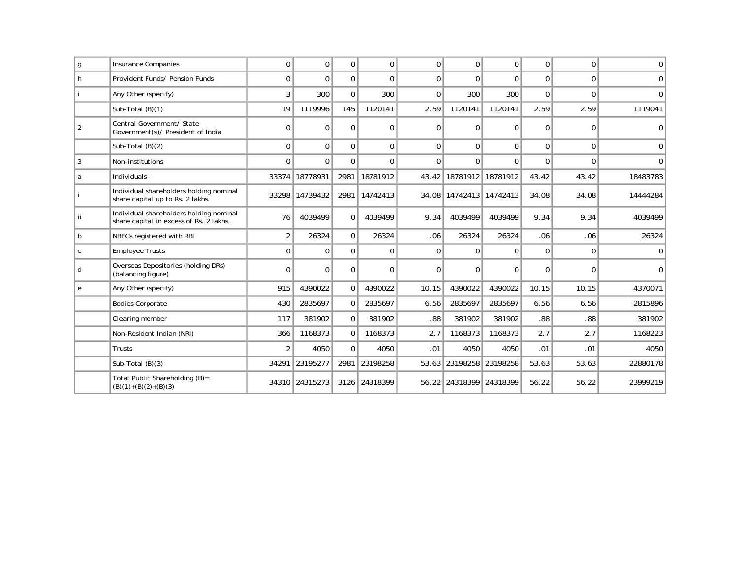| g | Insurance Companies | 0 | 0 | 0 | 0 | 0 | 0 | 0 | 0 | 0 | 0 |
|---|---|---|---|---|---|---|---|---|---|---|---|
| h | Provident Funds/ Pension Funds | 0 | 0 | 0 | 0 | 0 | 0 | 0 | 0 | 0 | 0 |
| i | Any Other (specify) | 3 | 300 | 0 | 300 | 0 | 300 | 300 | 0 | 0 | 0 |
| | Sub-Total (B)(1) | 19 | 1119996 | 145 | 1120141 | 2.59 | 1120141 | 1120141 | 2.59 | 2.59 | 1119041 |
| 2 | Central Government/ State Government(s)/ President of India | 0 | 0 | 0 | 0 | 0 | 0 | 0 | 0 | 0 | 0 |
| | Sub-Total (B)(2) | 0 | 0 | 0 | 0 | 0 | 0 | 0 | 0 | 0 | 0 |
| 3 | Non-institutions | 0 | 0 | 0 | 0 | 0 | 0 | 0 | 0 | 0 | 0 |
| a | Individuals - | 33374 | 18778931 | 2981 | 18781912 | 43.42 | 18781912 | 18781912 | 43.42 | 43.42 | 18483783 |
| i | Individual shareholders holding nominal share capital up to Rs. 2 lakhs. | 33298 | 14739432 | 2981 | 14742413 | 34.08 | 14742413 | 14742413 | 34.08 | 34.08 | 14444284 |
| ii | Individual shareholders holding nominal share capital in excess of Rs. 2 lakhs. | 76 | 4039499 | 0 | 4039499 | 9.34 | 4039499 | 4039499 | 9.34 | 9.34 | 4039499 |
| b | NBFCs registered with RBI | 2 | 26324 | 0 | 26324 | .06 | 26324 | 26324 | .06 | .06 | 26324 |
| c | Employee Trusts | 0 | 0 | 0 | 0 | 0 | 0 | 0 | 0 | 0 | 0 |
| d | Overseas Depositories (holding DRs) (balancing figure) | 0 | 0 | 0 | 0 | 0 | 0 | 0 | 0 | 0 | 0 |
| e | Any Other (specify) | 915 | 4390022 | 0 | 4390022 | 10.15 | 4390022 | 4390022 | 10.15 | 10.15 | 4370071 |
| | Bodies Corporate | 430 | 2835697 | 0 | 2835697 | 6.56 | 2835697 | 2835697 | 6.56 | 6.56 | 2815896 |
| | Clearing member | 117 | 381902 | 0 | 381902 | .88 | 381902 | 381902 | .88 | .88 | 381902 |
| | Non-Resident Indian (NRI) | 366 | 1168373 | 0 | 1168373 | 2.7 | 1168373 | 1168373 | 2.7 | 2.7 | 1168223 |
| | Trusts | 2 | 4050 | 0 | 4050 | .01 | 4050 | 4050 | .01 | .01 | 4050 |
| | Sub-Total (B)(3) | 34291 | 23195277 | 2981 | 23198258 | 53.63 | 23198258 | 23198258 | 53.63 | 53.63 | 22880178 |
| | Total Public Shareholding (B)=(B)(1)+(B)(2)+(B)(3) | 34310 | 24315273 | 3126 | 24318399 | 56.22 | 24318399 | 24318399 | 56.22 | 56.22 | 23999219 |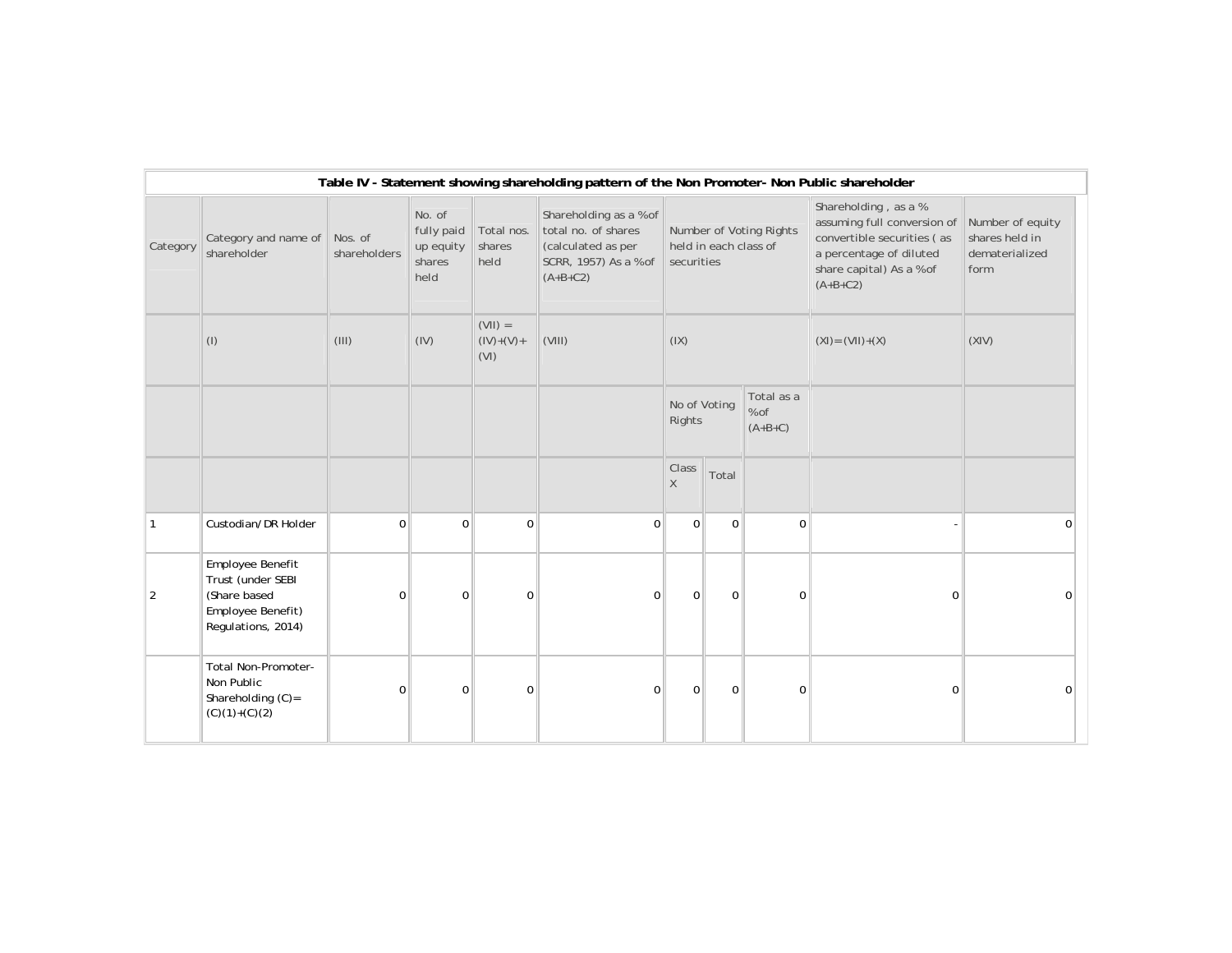**Table IV - Statement showing shareholding pattern of the Non Promoter- Non Public shareholder**

| Category | Category and name of shareholder | Nos. of shareholders | No. of fully paid up equity shares held | Total nos. shares held | Shareholding as a %of total no. of shares (calculated as per SCRR, 1957) As a %of (A+B+C2) | Number of Voting Rights held in each class of securities | | | Shareholding , as a % assuming full conversion of convertible securities ( as a percentage of diluted share capital) As a %of (A+B+C2) | Number of equity shares held in dematerialized form |
|---|---|---|---|---|---|---|---|---|---|---|
| | (I) | (III) | (IV) | (VII) = (IV)+(V)+ (VI) | (VIII) | (IX) | | | (XI)=(VII)+(X) | (XIV) |
| | | | | | | No of Voting Rights | | Total as a %of (A+B+C) | | |
| | | | | | | Class X | Total | | | |
| 1 | Custodian/DR Holder | 0 | 0 | 0 | 0 | 0 | 0 | 0 | - | 0 |
| 2 | Employee Benefit Trust (under SEBI (Share based Employee Benefit) Regulations, 2014) | 0 | 0 | 0 | 0 | 0 | 0 | 0 | 0 | 0 |
| | Total Non-Promoter- Non Public Shareholding (C)= (C)(1)+(C)(2) | 0 | 0 | 0 | 0 | 0 | 0 | 0 | 0 | 0 |